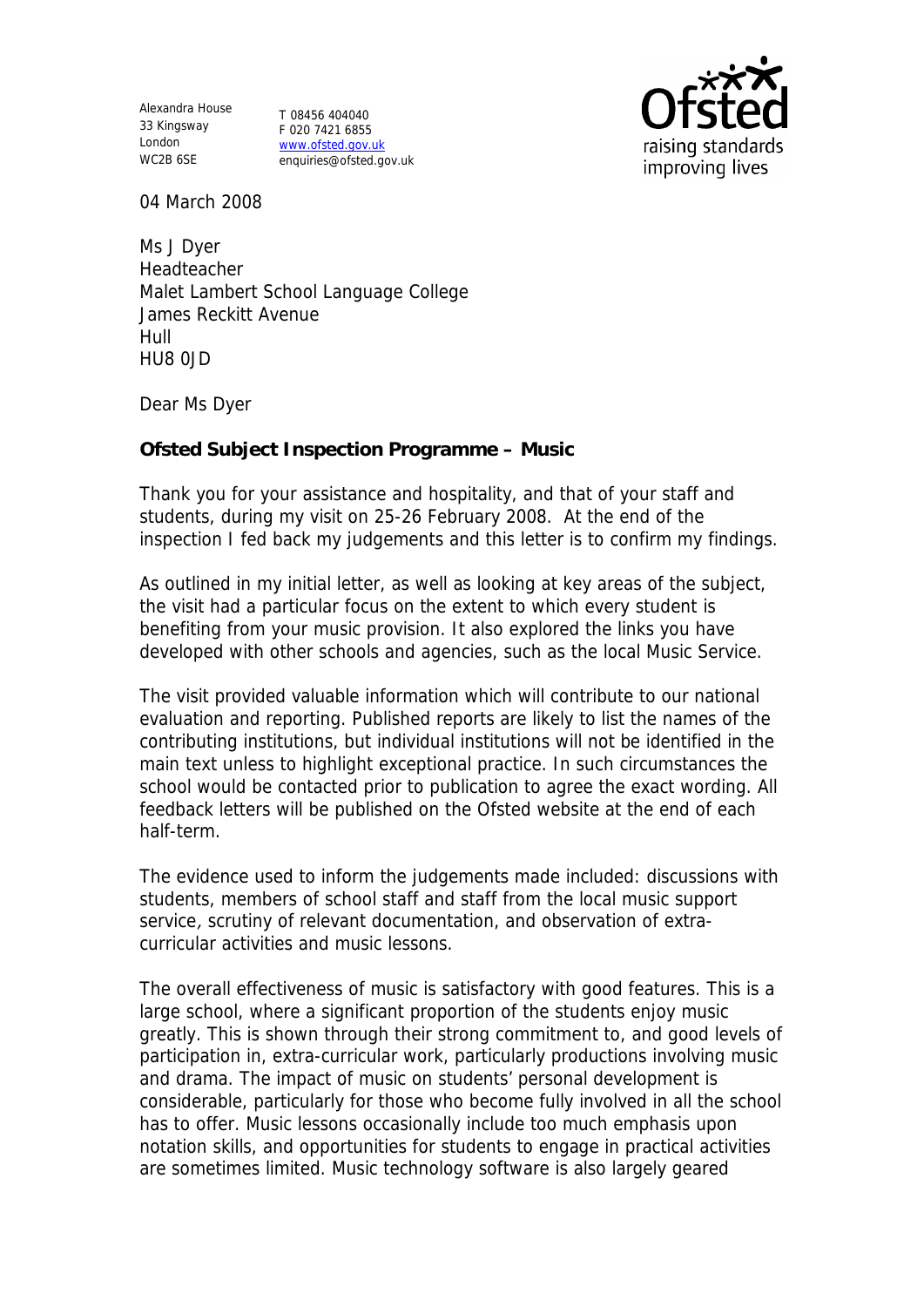Alexandra House
33 Kingsway
London
WC2B 6SE

T 08456 404040
F 020 7421 6855
www.ofsted.gov.uk
enquiries@ofsted.gov.uk

Ofsted
raising standards
improving lives

04 March 2008

Ms J Dyer
Headteacher
Malet Lambert School Language College
James Reckitt Avenue
Hull
HU8 0JD

Dear Ms Dyer

**Ofsted Subject Inspection Programme – Music**

Thank you for your assistance and hospitality, and that of your staff and students, during my visit on 25-26 February 2008. At the end of the inspection I fed back my judgements and this letter is to confirm my findings.

As outlined in my initial letter, as well as looking at key areas of the subject, the visit had a particular focus on the extent to which every student is benefiting from your music provision. It also explored the links you have developed with other schools and agencies, such as the local Music Service.

The visit provided valuable information which will contribute to our national evaluation and reporting. Published reports are likely to list the names of the contributing institutions, but individual institutions will not be identified in the main text unless to highlight exceptional practice. In such circumstances the school would be contacted prior to publication to agree the exact wording. All feedback letters will be published on the Ofsted website at the end of each half-term.

The evidence used to inform the judgements made included: discussions with students, members of school staff and staff from the local music support service, scrutiny of relevant documentation, and observation of extra-curricular activities and music lessons.

The overall effectiveness of music is satisfactory with good features. This is a large school, where a significant proportion of the students enjoy music greatly. This is shown through their strong commitment to, and good levels of participation in, extra-curricular work, particularly productions involving music and drama. The impact of music on students' personal development is considerable, particularly for those who become fully involved in all the school has to offer. Music lessons occasionally include too much emphasis upon notation skills, and opportunities for students to engage in practical activities are sometimes limited. Music technology software is also largely geared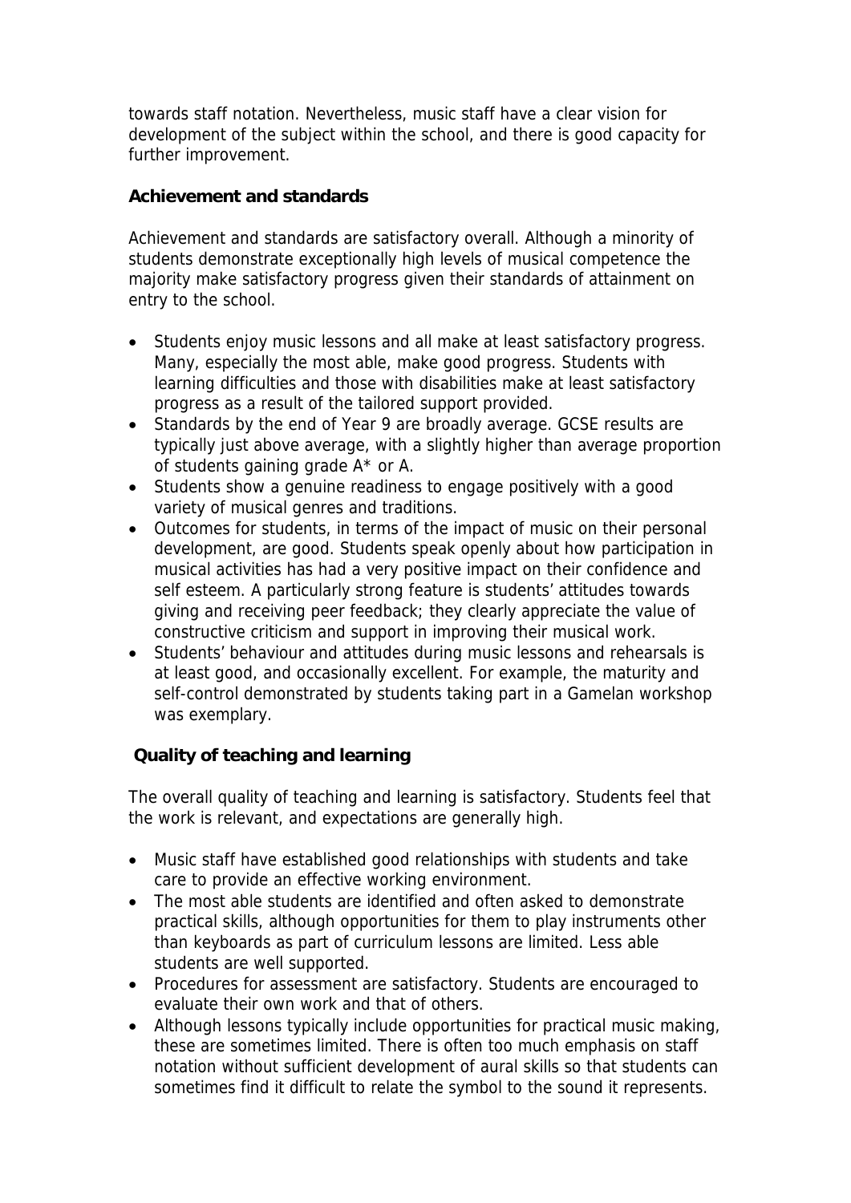towards staff notation. Nevertheless, music staff have a clear vision for development of the subject within the school, and there is good capacity for further improvement.

**Achievement and standards**

Achievement and standards are satisfactory overall. Although a minority of students demonstrate exceptionally high levels of musical competence the majority make satisfactory progress given their standards of attainment on entry to the school.

- Students enjoy music lessons and all make at least satisfactory progress. Many, especially the most able, make good progress. Students with learning difficulties and those with disabilities make at least satisfactory progress as a result of the tailored support provided.
- Standards by the end of Year 9 are broadly average. GCSE results are typically just above average, with a slightly higher than average proportion of students gaining grade A* or A.
- Students show a genuine readiness to engage positively with a good variety of musical genres and traditions.
- Outcomes for students, in terms of the impact of music on their personal development, are good. Students speak openly about how participation in musical activities has had a very positive impact on their confidence and self esteem. A particularly strong feature is students' attitudes towards giving and receiving peer feedback; they clearly appreciate the value of constructive criticism and support in improving their musical work.
- Students' behaviour and attitudes during music lessons and rehearsals is at least good, and occasionally excellent. For example, the maturity and self-control demonstrated by students taking part in a Gamelan workshop was exemplary.

**Quality of teaching and learning**

The overall quality of teaching and learning is satisfactory. Students feel that the work is relevant, and expectations are generally high.

- Music staff have established good relationships with students and take care to provide an effective working environment.
- The most able students are identified and often asked to demonstrate practical skills, although opportunities for them to play instruments other than keyboards as part of curriculum lessons are limited. Less able students are well supported.
- Procedures for assessment are satisfactory. Students are encouraged to evaluate their own work and that of others.
- Although lessons typically include opportunities for practical music making, these are sometimes limited. There is often too much emphasis on staff notation without sufficient development of aural skills so that students can sometimes find it difficult to relate the symbol to the sound it represents.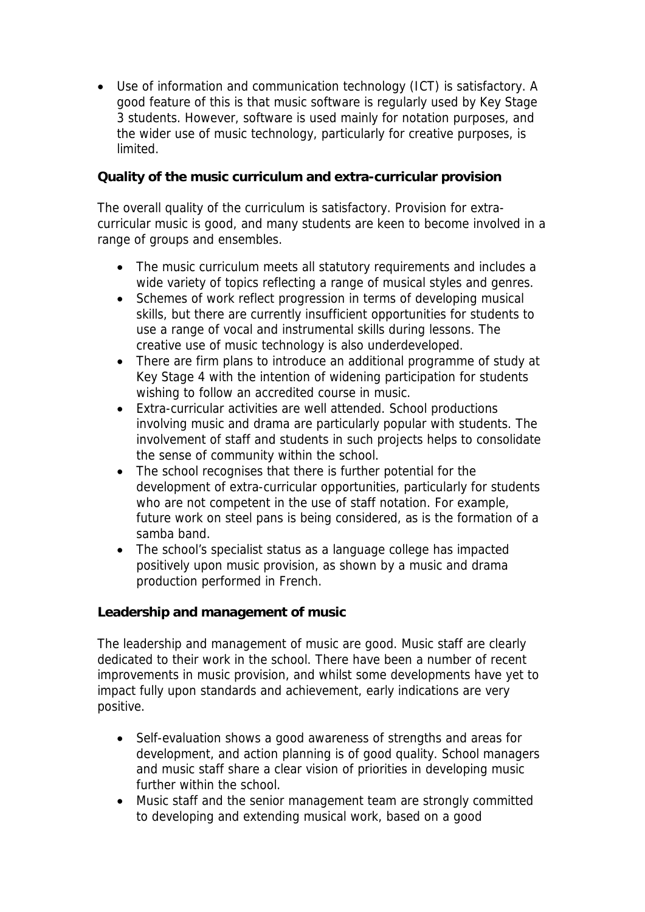- Use of information and communication technology (ICT) is satisfactory. A good feature of this is that music software is regularly used by Key Stage 3 students. However, software is used mainly for notation purposes, and the wider use of music technology, particularly for creative purposes, is limited.

**Quality of the music curriculum and extra-curricular provision**

The overall quality of the curriculum is satisfactory. Provision for extra-curricular music is good, and many students are keen to become involved in a range of groups and ensembles.

- The music curriculum meets all statutory requirements and includes a wide variety of topics reflecting a range of musical styles and genres.
- Schemes of work reflect progression in terms of developing musical skills, but there are currently insufficient opportunities for students to use a range of vocal and instrumental skills during lessons. The creative use of music technology is also underdeveloped.
- There are firm plans to introduce an additional programme of study at Key Stage 4 with the intention of widening participation for students wishing to follow an accredited course in music.
- Extra-curricular activities are well attended. School productions involving music and drama are particularly popular with students. The involvement of staff and students in such projects helps to consolidate the sense of community within the school.
- The school recognises that there is further potential for the development of extra-curricular opportunities, particularly for students who are not competent in the use of staff notation. For example, future work on steel pans is being considered, as is the formation of a samba band.
- The school's specialist status as a language college has impacted positively upon music provision, as shown by a music and drama production performed in French.

**Leadership and management of music**

The leadership and management of music are good. Music staff are clearly dedicated to their work in the school. There have been a number of recent improvements in music provision, and whilst some developments have yet to impact fully upon standards and achievement, early indications are very positive.

- Self-evaluation shows a good awareness of strengths and areas for development, and action planning is of good quality. School managers and music staff share a clear vision of priorities in developing music further within the school.
- Music staff and the senior management team are strongly committed to developing and extending musical work, based on a good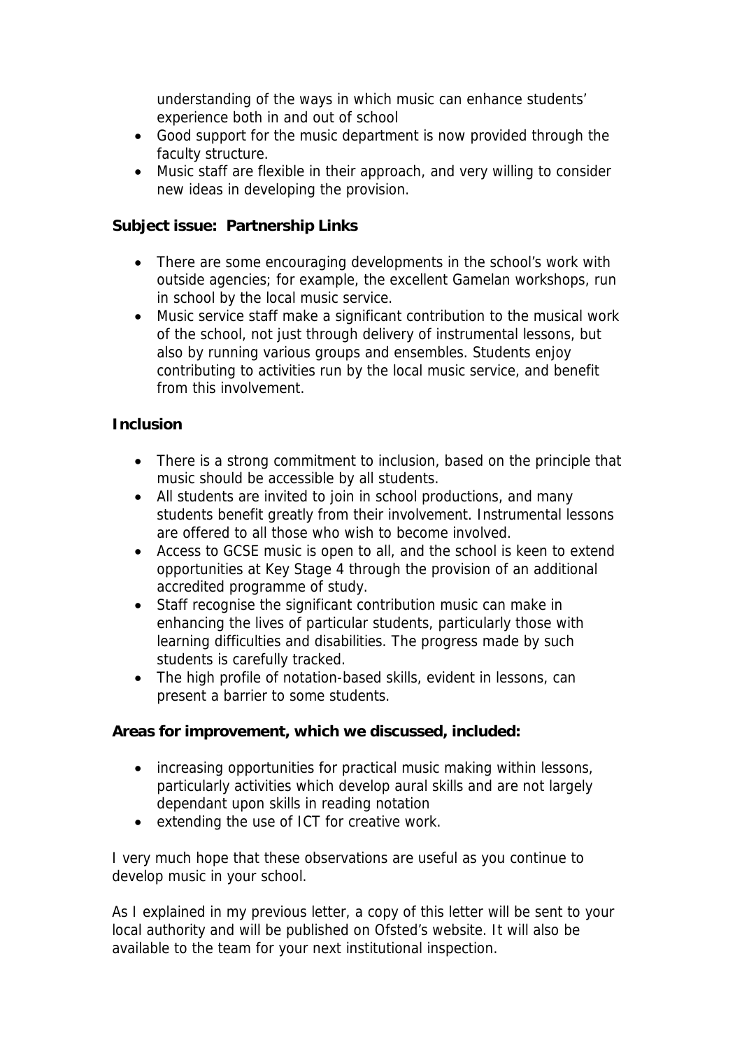understanding of the ways in which music can enhance students' experience both in and out of school

- Good support for the music department is now provided through the faculty structure.
- Music staff are flexible in their approach, and very willing to consider new ideas in developing the provision.

**Subject issue: Partnership Links**

- There are some encouraging developments in the school's work with outside agencies; for example, the excellent Gamelan workshops, run in school by the local music service.
- Music service staff make a significant contribution to the musical work of the school, not just through delivery of instrumental lessons, but also by running various groups and ensembles. Students enjoy contributing to activities run by the local music service, and benefit from this involvement.

**Inclusion**

- There is a strong commitment to inclusion, based on the principle that music should be accessible by all students.
- All students are invited to join in school productions, and many students benefit greatly from their involvement. Instrumental lessons are offered to all those who wish to become involved.
- Access to GCSE music is open to all, and the school is keen to extend opportunities at Key Stage 4 through the provision of an additional accredited programme of study.
- Staff recognise the significant contribution music can make in enhancing the lives of particular students, particularly those with learning difficulties and disabilities. The progress made by such students is carefully tracked.
- The high profile of notation-based skills, evident in lessons, can present a barrier to some students.

**Areas for improvement, which we discussed, included:**

- increasing opportunities for practical music making within lessons, particularly activities which develop aural skills and are not largely dependant upon skills in reading notation
- extending the use of ICT for creative work.

I very much hope that these observations are useful as you continue to develop music in your school.

As I explained in my previous letter, a copy of this letter will be sent to your local authority and will be published on Ofsted's website. It will also be available to the team for your next institutional inspection.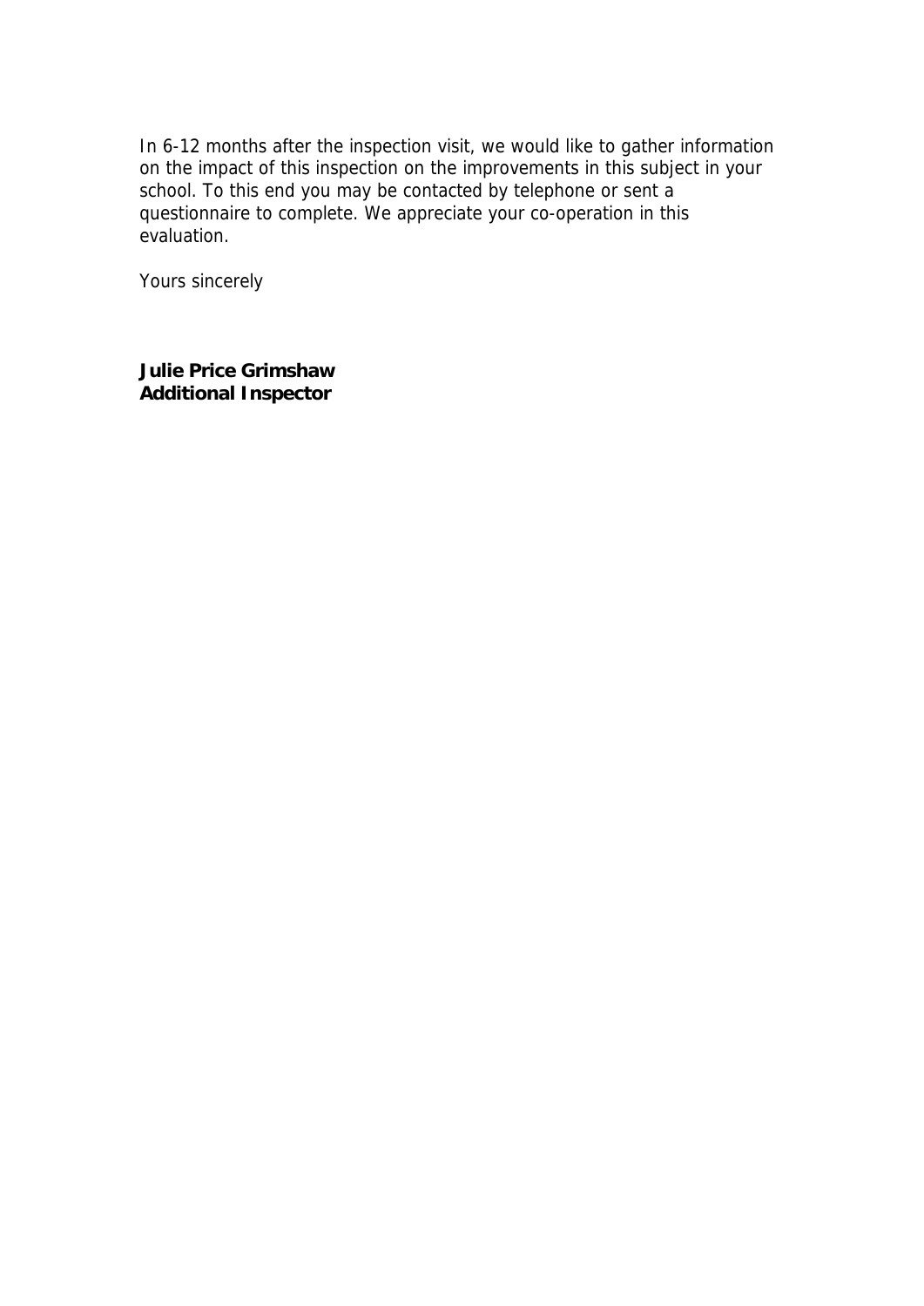In 6-12 months after the inspection visit, we would like to gather information on the impact of this inspection on the improvements in this subject in your school. To this end you may be contacted by telephone or sent a questionnaire to complete. We appreciate your co-operation in this evaluation.

Yours sincerely

**Julie Price Grimshaw**
**Additional Inspector**